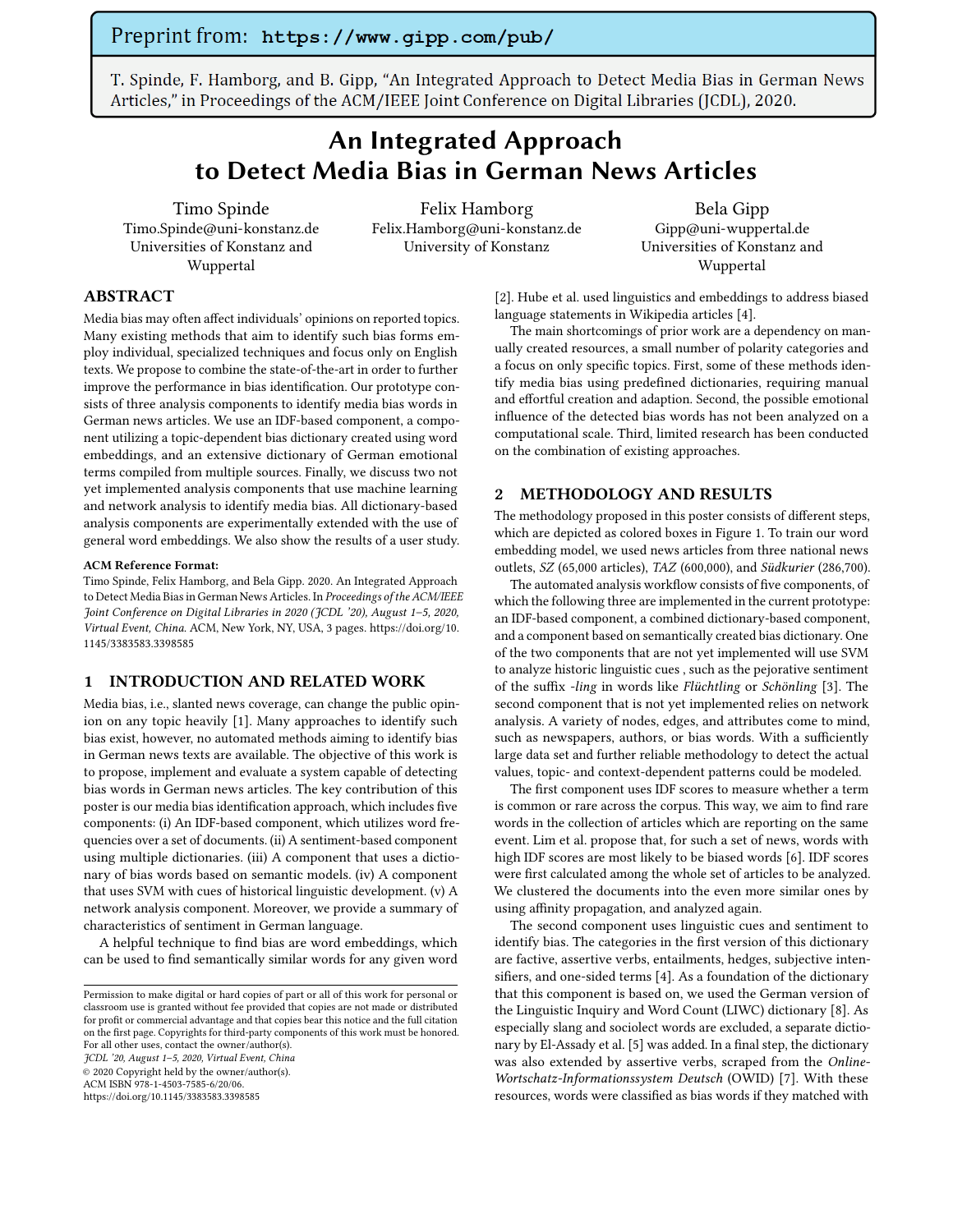Preprint from: **https://www.gipp.com/pub/**

T. Spinde, F. Hamborg, and B. Gipp, "An Integrated Approach to Detect Media Bias in German News Articles," in Proceedings of the ACM/IEEE Joint Conference on Digital Libraries (JCDL), 2020.

# An Integrated Approach to Detect Media Bias in German News Articles

Timo Spinde
Timo.Spinde@uni-konstanz.de
Universities of Konstanz and Wuppertal

Felix Hamborg
Felix.Hamborg@uni-konstanz.de
University of Konstanz

Bela Gipp
Gipp@uni-wuppertal.de
Universities of Konstanz and Wuppertal

## ABSTRACT

Media bias may often affect individuals' opinions on reported topics. Many existing methods that aim to identify such bias forms employ individual, specialized techniques and focus only on English texts. We propose to combine the state-of-the-art in order to further improve the performance in bias identification. Our prototype consists of three analysis components to identify media bias words in German news articles. We use an IDF-based component, a component utilizing a topic-dependent bias dictionary created using word embeddings, and an extensive dictionary of German emotional terms compiled from multiple sources. Finally, we discuss two not yet implemented analysis components that use machine learning and network analysis to identify media bias. All dictionary-based analysis components are experimentally extended with the use of general word embeddings. We also show the results of a user study.

**ACM Reference Format:**
Timo Spinde, Felix Hamborg, and Bela Gipp. 2020. An Integrated Approach to Detect Media Bias in German News Articles. In *Proceedings of the ACM/IEEE Joint Conference on Digital Libraries in 2020 (JCDL '20), August 1–5, 2020, Virtual Event, China.* ACM, New York, NY, USA, 3 pages. https://doi.org/10.1145/3383583.3398585

## 1 INTRODUCTION AND RELATED WORK

Media bias, i.e., slanted news coverage, can change the public opinion on any topic heavily [1]. Many approaches to identify such bias exist, however, no automated methods aiming to identify bias in German news texts are available. The objective of this work is to propose, implement and evaluate a system capable of detecting bias words in German news articles. The key contribution of this poster is our media bias identification approach, which includes five components: (i) An IDF-based component, which utilizes word frequencies over a set of documents. (ii) A sentiment-based component using multiple dictionaries. (iii) A component that uses a dictionary of bias words based on semantic models. (iv) A component that uses SVM with cues of historical linguistic development. (v) A network analysis component. Moreover, we provide a summary of characteristics of sentiment in German language.

A helpful technique to find bias are word embeddings, which can be used to find semantically similar words for any given word [2]. Hube et al. used linguistics and embeddings to address biased language statements in Wikipedia articles [4].

The main shortcomings of prior work are a dependency on manually created resources, a small number of polarity categories and a focus on only specific topics. First, some of these methods identify media bias using predefined dictionaries, requiring manual and effortful creation and adaption. Second, the possible emotional influence of the detected bias words has not been analyzed on a computational scale. Third, limited research has been conducted on the combination of existing approaches.

## 2 METHODOLOGY AND RESULTS

The methodology proposed in this poster consists of different steps, which are depicted as colored boxes in Figure 1. To train our word embedding model, we used news articles from three national news outlets, *SZ* (65,000 articles), *TAZ* (600,000), and *Südkurier* (286,700).

The automated analysis workflow consists of five components, of which the following three are implemented in the current prototype: an IDF-based component, a combined dictionary-based component, and a component based on semantically created bias dictionary. One of the two components that are not yet implemented will use SVM to analyze historic linguistic cues , such as the pejorative sentiment of the suffix *-ling* in words like *Flüchtling* or *Schönling* [3]. The second component that is not yet implemented relies on network analysis. A variety of nodes, edges, and attributes come to mind, such as newspapers, authors, or bias words. With a sufficiently large data set and further reliable methodology to detect the actual values, topic- and context-dependent patterns could be modeled.

The first component uses IDF scores to measure whether a term is common or rare across the corpus. This way, we aim to find rare words in the collection of articles which are reporting on the same event. Lim et al. propose that, for such a set of news, words with high IDF scores are most likely to be biased words [6]. IDF scores were first calculated among the whole set of articles to be analyzed. We clustered the documents into the even more similar ones by using affinity propagation, and analyzed again.

The second component uses linguistic cues and sentiment to identify bias. The categories in the first version of this dictionary are factive, assertive verbs, entailments, hedges, subjective intensifiers, and one-sided terms [4]. As a foundation of the dictionary that this component is based on, we used the German version of the Linguistic Inquiry and Word Count (LIWC) dictionary [8]. As especially slang and sociolect words are excluded, a separate dictionary by El-Assady et al. [5] was added. In a final step, the dictionary was also extended by assertive verbs, scraped from the *Online-Wortschatz-Informationssystem Deutsch* (OWID) [7]. With these resources, words were classified as bias words if they matched with

Permission to make digital or hard copies of part or all of this work for personal or classroom use is granted without fee provided that copies are not made or distributed for profit or commercial advantage and that copies bear this notice and the full citation on the first page. Copyrights for third-party components of this work must be honored. For all other uses, contact the owner/author(s).
*JCDL '20, August 1–5, 2020, Virtual Event, China*
© 2020 Copyright held by the owner/author(s).
ACM ISBN 978-1-4503-7585-6/20/06.
https://doi.org/10.1145/3383583.3398585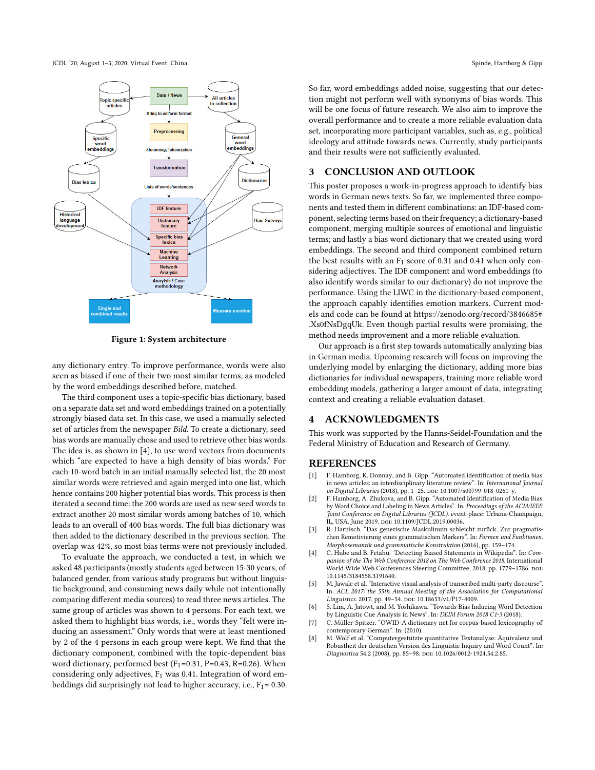Figure 1: System architecture

any dictionary entry. To improve performance, words were also seen as biased if one of their two most similar terms, as modeled by the word embeddings described before, matched.

The third component uses a topic-specific bias dictionary, based on a separate data set and word embeddings trained on a potentially strongly biased data set. In this case, we used a manually selected set of articles from the newspaper *Bild*. To create a dictionary, seed bias words are manually chose and used to retrieve other bias words. The idea is, as shown in [4], to use word vectors from documents which "are expected to have a high density of bias words." For each 10-word batch in an initial manually selected list, the 20 most similar words were retrieved and again merged into one list, which hence contains 200 higher potential bias words. This process is then iterated a second time: the 200 words are used as new seed words to extract another 20 most similar words among batches of 10, which leads to an overall of 400 bias words. The full bias dictionary was then added to the dictionary described in the previous section. The overlap was 42%, so most bias terms were not previously included.

To evaluate the approach, we conducted a test, in which we asked 48 participants (mostly students aged between 15-30 years, of balanced gender, from various study programs but without linguistic background, and consuming news daily while not intentionally comparing different media sources) to read three news articles. The same group of articles was shown to 4 persons. For each text, we asked them to highlight bias words, i.e., words they "felt were inducing an assessment." Only words that were at least mentioned by 2 of the 4 persons in each group were kept. We find that the dictionary component, combined with the topic-dependent bias word dictionary, performed best ($F_1$=0.31, P=0.43, R=0.26). When considering only adjectives, $F_1$ was 0.41. Integration of word embeddings did surprisingly not lead to higher accuracy, i.e., $F_1$= 0.30.

So far, word embeddings added noise, suggesting that our detection might not perform well with synonyms of bias words. This will be one focus of future research. We also aim to improve the overall performance and to create a more reliable evaluation data set, incorporating more participant variables, such as, e.g., political ideology and attitude towards news. Currently, study participants and their results were not sufficiently evaluated.

## 3 CONCLUSION AND OUTLOOK

This poster proposes a work-in-progress approach to identify bias words in German news texts. So far, we implemented three components and tested them in different combinations: an IDF-based component, selecting terms based on their frequency; a dictionary-based component, merging multiple sources of emotional and linguistic terms; and lastly a bias word dictionary that we created using word embeddings. The second and third component combined return the best results with an $F_1$ score of 0.31 and 0.41 when only considering adjectives. The IDF component and word embeddings (to also identify words similar to our dictionary) do not improve the performance. Using the LIWC in the dicitionary-based component, the approach capably identifies emotion markers. Current models and code can be found at https://zenodo.org/record/3846685#.Xs0fNsDgqUk. Even though partial results were promising, the method needs improvement and a more reliable evaluation.

Our approach is a first step towards automatically analyzing bias in German media. Upcoming research will focus on improving the underlying model by enlarging the dictionary, adding more bias dictionaries for individual newspapers, training more reliable word embedding models, gathering a larger amount of data, integrating context and creating a reliable evaluation dataset.

## 4 ACKNOWLEDGMENTS

This work was supported by the Hanns-Seidel-Foundation and the Federal Ministry of Education and Research of Germany.

## REFERENCES

[1] F. Hamborg, K. Donnay, and B. Gipp. "Automated identification of media bias in news articles: an interdisciplinary literature review". In: *International Journal on Digital Libraries* (2018), pp. 1–25. DOI: 10.1007/s00799-018-0261-y.

[2] F. Hamborg, A. Zhukova, and B. Gipp. "Automated Identification of Media Bias by Word Choice and Labeling in News Articles". In: *Proceedings of the ACM/IEEE Joint Conference on Digital Libraries (JCDL)*. event-place: Urbana-Champaign, IL, USA. June 2019. DOI: 10.1109/JCDL.2019.00036.

[3] R. Harnisch. "Das generische Maskulinum schleicht zurück. Zur pragmatischen Remotivierung eines grammatischen Markers". In: *Formen und Funktionen. Morphosemantik und grammatische Konstruktion* (2016), pp. 159–174.

[4] C. Hube and B. Fetahu. "Detecting Biased Statements in Wikipedia". In: *Companion of the The Web Conference 2018 on The Web Conference 2018*. International World Wide Web Conferences Steering Committee, 2018, pp. 1779–1786. DOI: 10.1145/3184558.3191640.

[5] M. Jawale et al. "Interactive visual analysis of transcribed multi-party discourse". In: *ACL 2017: the 55th Annual Meeting of the Association for Computational Linguistics*. 2017, pp. 49–54. DOI: 10.18653/v1/P17-4009.

[6] S. Lim, A. Jatowt, and M. Yoshikawa. "Towards Bias Inducing Word Detection by Linguistic Cue Analysis in News". In: *DEIM Forum 2018 C1-3* (2018).

[7] C. Müller-Spitzer. "OWID-A dictionary net for corpus-based lexicography of contemporary German". In: (2010).

[8] M. Wolf et al. "Computergestützte quantitative Textanalyse: Äquivalenz und Robustheit der deutschen Version des Linguistic Inquiry and Word Count". In: *Diagnostica* 54.2 (2008), pp. 85–98. DOI: 10.1026/0012-1924.54.2.85.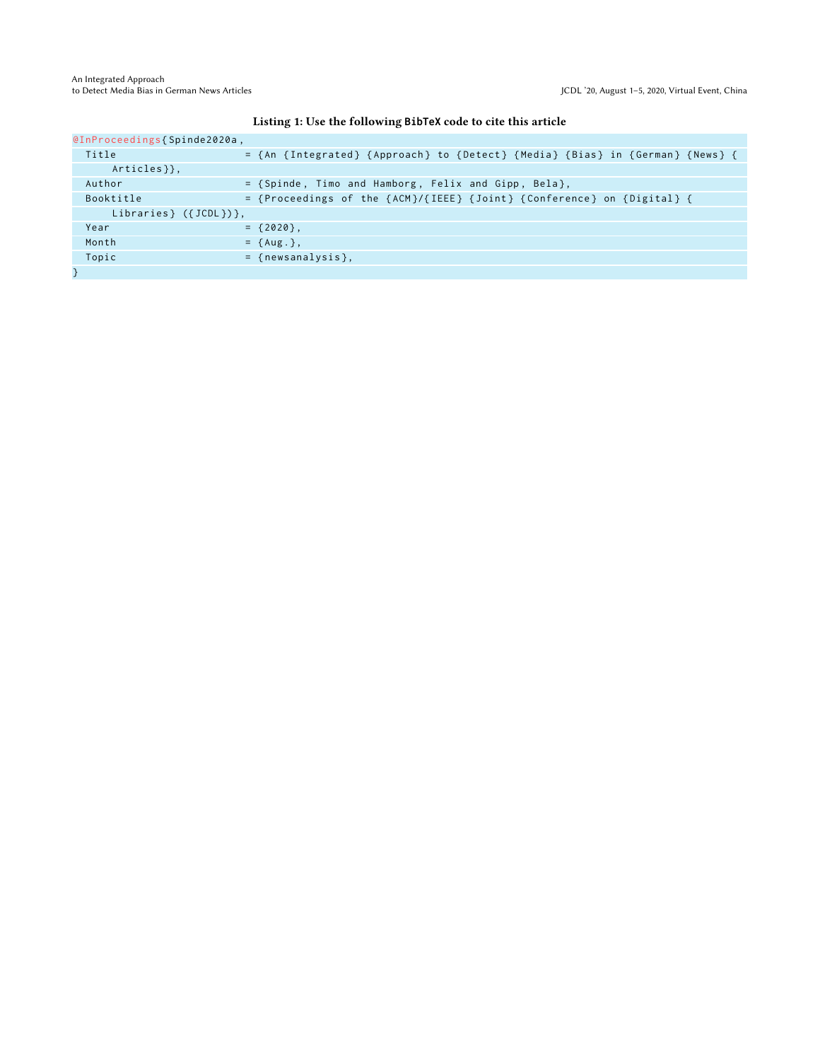**Listing 1: Use the following BibTeX code to cite this article**

```
@InProceedings{Spinde2020a,
  Title                    = {An {Integrated} {Approach} to {Detect} {Media} {Bias} in {German} {News} {
      Articles}},
  Author                   = {Spinde, Timo and Hamborg, Felix and Gipp, Bela},
  Booktitle                = {Proceedings of the {ACM}/{IEEE} {Joint} {Conference} on {Digital} {
      Libraries} ({JCDL})},
  Year                     = {2020},
  Month                    = {Aug.},
  Topic                    = {newsanalysis},
}
```